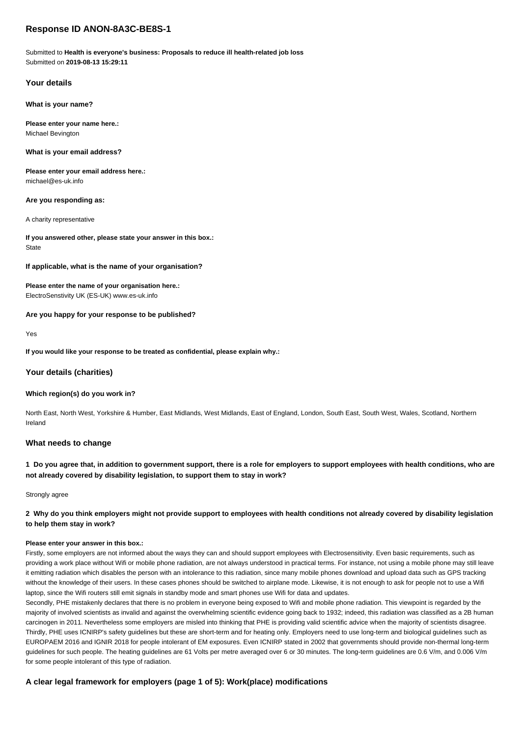# Response ID ANON-8A3C-BE8S-1

Submitted to **Health is everyone's business: Proposals to reduce ill health-related job loss**
Submitted on **2019-08-13 15:29:11**

## Your details

**What is your name?**

**Please enter your name here.:**
Michael Bevington

**What is your email address?**

**Please enter your email address here.:**
michael@es-uk.info

**Are you responding as:**

A charity representative

**If you answered other, please state your answer in this box.:**
State

**If applicable, what is the name of your organisation?**

**Please enter the name of your organisation here.:**
ElectroSenstivity UK (ES-UK) www.es-uk.info

**Are you happy for your response to be published?**

Yes

**If you would like your response to be treated as confidential, please explain why.:**

## Your details (charities)

**Which region(s) do you work in?**

North East, North West, Yorkshire & Humber, East Midlands, West Midlands, East of England, London, South East, South West, Wales, Scotland, Northern Ireland

## What needs to change

**1 Do you agree that, in addition to government support, there is a role for employers to support employees with health conditions, who are not already covered by disability legislation, to support them to stay in work?**

Strongly agree

**2 Why do you think employers might not provide support to employees with health conditions not already covered by disability legislation to help them stay in work?**

**Please enter your answer in this box.:**
Firstly, some employers are not informed about the ways they can and should support employees with Electrosensitivity. Even basic requirements, such as providing a work place without Wifi or mobile phone radiation, are not always understood in practical terms. For instance, not using a mobile phone may still leave it emitting radiation which disables the person with an intolerance to this radiation, since many mobile phones download and upload data such as GPS tracking without the knowledge of their users. In these cases phones should be switched to airplane mode. Likewise, it is not enough to ask for people not to use a Wifi laptop, since the Wifi routers still emit signals in standby mode and smart phones use Wifi for data and updates.
Secondly, PHE mistakenly declares that there is no problem in everyone being exposed to Wifi and mobile phone radiation. This viewpoint is regarded by the majority of involved scientists as invalid and against the overwhelming scientific evidence going back to 1932; indeed, this radiation was classified as a 2B human carcinogen in 2011. Nevertheless some employers are misled into thinking that PHE is providing valid scientific advice when the majority of scientists disagree.
Thirdly, PHE uses ICNIRP's safety guidelines but these are short-term and for heating only. Employers need to use long-term and biological guidelines such as EUROPAEM 2016 and IGNIR 2018 for people intolerant of EM exposures. Even ICNIRP stated in 2002 that governments should provide non-thermal long-term guidelines for such people. The heating guidelines are 61 Volts per metre averaged over 6 or 30 minutes. The long-term guidelines are 0.6 V/m, and 0.006 V/m for some people intolerant of this type of radiation.

## A clear legal framework for employers (page 1 of 5): Work(place) modifications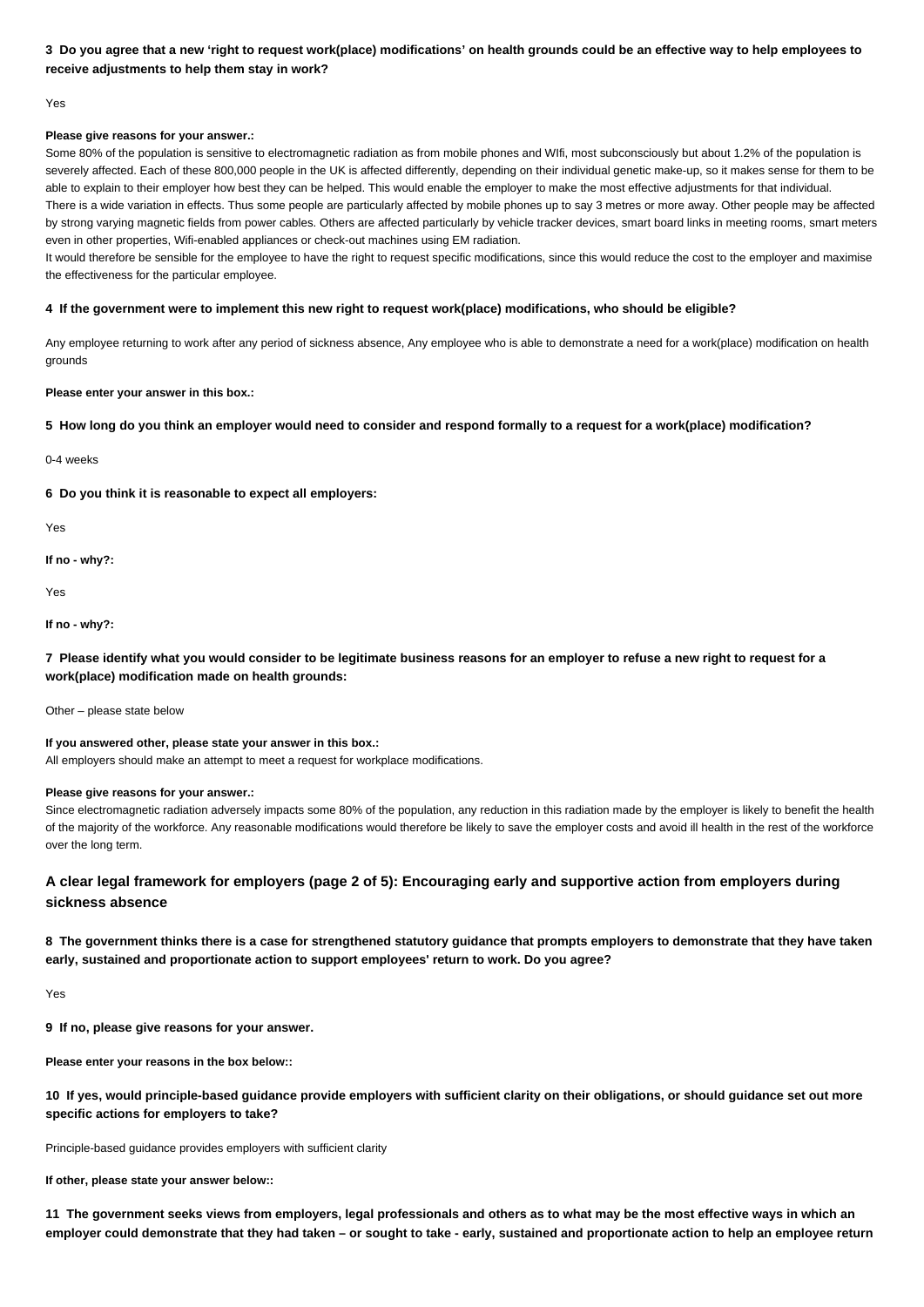**3 Do you agree that a new 'right to request work(place) modifications' on health grounds could be an effective way to help employees to receive adjustments to help them stay in work?**

Yes

**Please give reasons for your answer.:**

Some 80% of the population is sensitive to electromagnetic radiation as from mobile phones and WIfi, most subconsciously but about 1.2% of the population is severely affected. Each of these 800,000 people in the UK is affected differently, depending on their individual genetic make-up, so it makes sense for them to be able to explain to their employer how best they can be helped. This would enable the employer to make the most effective adjustments for that individual.
There is a wide variation in effects. Thus some people are particularly affected by mobile phones up to say 3 metres or more away. Other people may be affected by strong varying magnetic fields from power cables. Others are affected particularly by vehicle tracker devices, smart board links in meeting rooms, smart meters even in other properties, Wifi-enabled appliances or check-out machines using EM radiation.
It would therefore be sensible for the employee to have the right to request specific modifications, since this would reduce the cost to the employer and maximise the effectiveness for the particular employee.

**4 If the government were to implement this new right to request work(place) modifications, who should be eligible?**

Any employee returning to work after any period of sickness absence, Any employee who is able to demonstrate a need for a work(place) modification on health grounds

**Please enter your answer in this box.:**

**5 How long do you think an employer would need to consider and respond formally to a request for a work(place) modification?**

0-4 weeks

**6 Do you think it is reasonable to expect all employers:**

Yes

**If no - why?:**

Yes

**If no - why?:**

**7 Please identify what you would consider to be legitimate business reasons for an employer to refuse a new right to request for a work(place) modification made on health grounds:**

Other – please state below

**If you answered other, please state your answer in this box.:**

All employers should make an attempt to meet a request for workplace modifications.

**Please give reasons for your answer.:**

Since electromagnetic radiation adversely impacts some 80% of the population, any reduction in this radiation made by the employer is likely to benefit the health of the majority of the workforce. Any reasonable modifications would therefore be likely to save the employer costs and avoid ill health in the rest of the workforce over the long term.

## A clear legal framework for employers (page 2 of 5): Encouraging early and supportive action from employers during sickness absence

**8 The government thinks there is a case for strengthened statutory guidance that prompts employers to demonstrate that they have taken early, sustained and proportionate action to support employees' return to work. Do you agree?**

Yes

**9 If no, please give reasons for your answer.**

**Please enter your reasons in the box below::**

**10 If yes, would principle-based guidance provide employers with sufficient clarity on their obligations, or should guidance set out more specific actions for employers to take?**

Principle-based guidance provides employers with sufficient clarity

**If other, please state your answer below::**

**11 The government seeks views from employers, legal professionals and others as to what may be the most effective ways in which an employer could demonstrate that they had taken – or sought to take - early, sustained and proportionate action to help an employee return**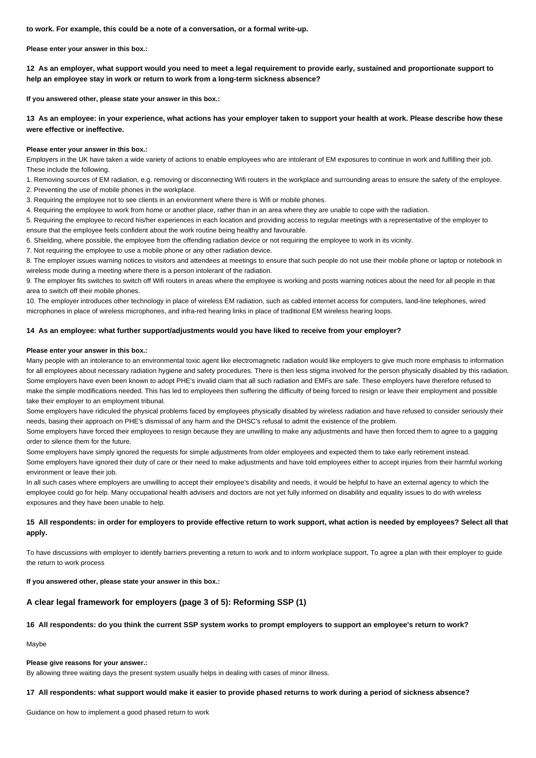**to work. For example, this could be a note of a conversation, or a formal write-up.**

**Please enter your answer in this box.:**

**12 As an employer, what support would you need to meet a legal requirement to provide early, sustained and proportionate support to help an employee stay in work or return to work from a long-term sickness absence?**

**If you answered other, please state your answer in this box.:**

**13 As an employee: in your experience, what actions has your employer taken to support your health at work. Please describe how these were effective or ineffective.**

**Please enter your answer in this box.:**

Employers in the UK have taken a wide variety of actions to enable employees who are intolerant of EM exposures to continue in work and fulfilling their job. These include the following.

1. Removing sources of EM radiation, e.g. removing or disconnecting Wifi routers in the workplace and surrounding areas to ensure the safety of the employee.
2. Preventing the use of mobile phones in the workplace.
3. Requiring the employee not to see clients in an environment where there is Wifi or mobile phones.
4. Requiring the employee to work from home or another place, rather than in an area where they are unable to cope with the radiation.
5. Requiring the employee to record his/her experiences in each location and providing access to regular meetings with a representative of the employer to ensure that the employee feels confident about the work routine being healthy and favourable.
6. Shielding, where possible, the employee from the offending radiation device or not requiring the employee to work in its vicinity.
7. Not requiring the employee to use a mobile phone or any other radiation device.
8. The employer issues warning notices to visitors and attendees at meetings to ensure that such people do not use their mobile phone or laptop or notebook in wireless mode during a meeting where there is a person intolerant of the radiation.
9. The employer fits switches to switch off Wifi routers in areas where the employee is working and posts warning notices about the need for all people in that area to switch off their mobile phones.
10. The employer introduces other technology in place of wireless EM radiation, such as cabled internet access for computers, land-line telephones, wired microphones in place of wireless microphones, and infra-red hearing links in place of traditional EM wireless hearing loops.

**14 As an employee: what further support/adjustments would you have liked to receive from your employer?**

**Please enter your answer in this box.:**

Many people with an intolerance to an environmental toxic agent like electromagnetic radiation would like employers to give much more emphasis to information for all employees about necessary radiation hygiene and safety procedures. There is then less stigma involved for the person physically disabled by this radiation. Some employers have even been known to adopt PHE's invalid claim that all such radiation and EMFs are safe. These employers have therefore refused to make the simple modifications needed. This has led to employees then suffering the difficulty of being forced to resign or leave their employment and possible take their employer to an employment tribunal.

Some employers have ridiculed the physical problems faced by employees physically disabled by wireless radiation and have refused to consider seriously their needs, basing their approach on PHE's dismissal of any harm and the DHSC's refusal to admit the existence of the problem.

Some employers have forced their employees to resign because they are unwilling to make any adjustments and have then forced them to agree to a gagging order to silence them for the future.

Some employers have simply ignored the requests for simple adjustments from older employees and expected them to take early retirement instead.

Some employers have ignored their duty of care or their need to make adjustments and have told employees either to accept injuries from their harmful working environment or leave their job.

In all such cases where employers are unwilling to accept their employee's disability and needs, it would be helpful to have an external agency to which the employee could go for help. Many occupational health advisers and doctors are not yet fully informed on disability and equality issues to do with wireless exposures and they have been unable to help.

**15 All respondents: in order for employers to provide effective return to work support, what action is needed by employees? Select all that apply.**

To have discussions with employer to identify barriers preventing a return to work and to inform workplace support, To agree a plan with their employer to guide the return to work process

**If you answered other, please state your answer in this box.:**

## A clear legal framework for employers (page 3 of 5): Reforming SSP (1)

**16 All respondents: do you think the current SSP system works to prompt employers to support an employee's return to work?**

Maybe

**Please give reasons for your answer.:**

By allowing three waiting days the present system usually helps in dealing with cases of minor illness.

**17 All respondents: what support would make it easier to provide phased returns to work during a period of sickness absence?**

Guidance on how to implement a good phased return to work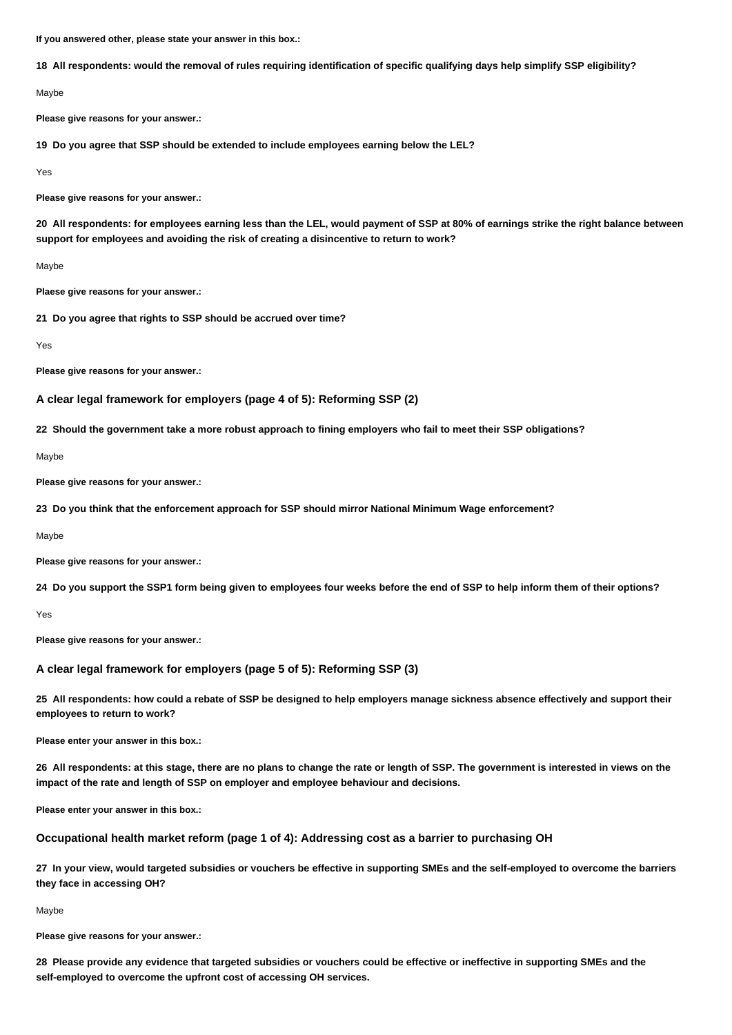**If you answered other, please state your answer in this box.:**

**18 All respondents: would the removal of rules requiring identification of specific qualifying days help simplify SSP eligibility?**

Maybe

**Please give reasons for your answer.:**

**19 Do you agree that SSP should be extended to include employees earning below the LEL?**

Yes

**Please give reasons for your answer.:**

**20 All respondents: for employees earning less than the LEL, would payment of SSP at 80% of earnings strike the right balance between support for employees and avoiding the risk of creating a disincentive to return to work?**

Maybe

**Plaese give reasons for your answer.:**

**21 Do you agree that rights to SSP should be accrued over time?**

Yes

**Please give reasons for your answer.:**

### A clear legal framework for employers (page 4 of 5): Reforming SSP (2)

**22 Should the government take a more robust approach to fining employers who fail to meet their SSP obligations?**

Maybe

**Please give reasons for your answer.:**

**23 Do you think that the enforcement approach for SSP should mirror National Minimum Wage enforcement?**

Maybe

**Please give reasons for your answer.:**

**24 Do you support the SSP1 form being given to employees four weeks before the end of SSP to help inform them of their options?**

Yes

**Please give reasons for your answer.:**

### A clear legal framework for employers (page 5 of 5): Reforming SSP (3)

**25 All respondents: how could a rebate of SSP be designed to help employers manage sickness absence effectively and support their employees to return to work?**

**Please enter your answer in this box.:**

**26 All respondents: at this stage, there are no plans to change the rate or length of SSP. The government is interested in views on the impact of the rate and length of SSP on employer and employee behaviour and decisions.**

**Please enter your answer in this box.:**

### Occupational health market reform (page 1 of 4): Addressing cost as a barrier to purchasing OH

**27 In your view, would targeted subsidies or vouchers be effective in supporting SMEs and the self-employed to overcome the barriers they face in accessing OH?**

Maybe

**Please give reasons for your answer.:**

**28 Please provide any evidence that targeted subsidies or vouchers could be effective or ineffective in supporting SMEs and the self-employed to overcome the upfront cost of accessing OH services.**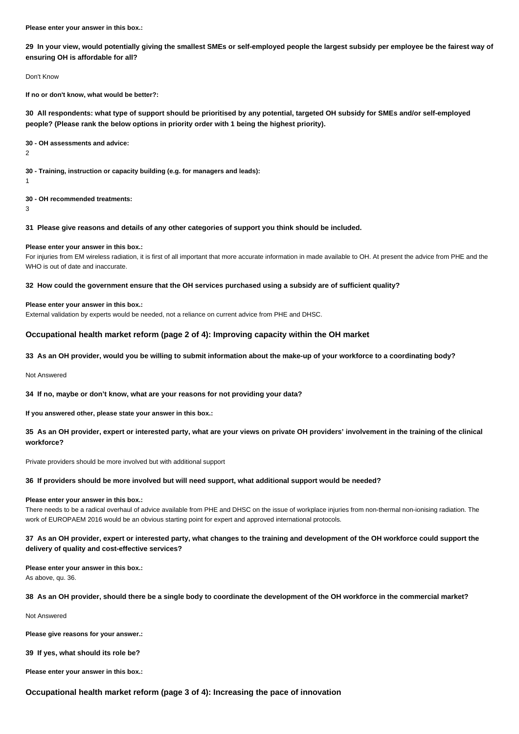**Please enter your answer in this box.:**

**29 In your view, would potentially giving the smallest SMEs or self-employed people the largest subsidy per employee be the fairest way of ensuring OH is affordable for all?**

Don't Know

**If no or don't know, what would be better?:**

**30 All respondents: what type of support should be prioritised by any potential, targeted OH subsidy for SMEs and/or self-employed people? (Please rank the below options in priority order with 1 being the highest priority).**

**30 - OH assessments and advice:**

2

**30 - Training, instruction or capacity building (e.g. for managers and leads):**

1

**30 - OH recommended treatments:**

3

**31 Please give reasons and details of any other categories of support you think should be included.**

**Please enter your answer in this box.:**

For injuries from EM wireless radiation, it is first of all important that more accurate information in made available to OH. At present the advice from PHE and the WHO is out of date and inaccurate.

**32 How could the government ensure that the OH services purchased using a subsidy are of sufficient quality?**

**Please enter your answer in this box.:**

External validation by experts would be needed, not a reliance on current advice from PHE and DHSC.

## Occupational health market reform (page 2 of 4): Improving capacity within the OH market

**33 As an OH provider, would you be willing to submit information about the make-up of your workforce to a coordinating body?**

Not Answered

**34 If no, maybe or don't know, what are your reasons for not providing your data?**

**If you answered other, please state your answer in this box.:**

**35 As an OH provider, expert or interested party, what are your views on private OH providers' involvement in the training of the clinical workforce?**

Private providers should be more involved but with additional support

**36 If providers should be more involved but will need support, what additional support would be needed?**

**Please enter your answer in this box.:**

There needs to be a radical overhaul of advice available from PHE and DHSC on the issue of workplace injuries from non-thermal non-ionising radiation. The work of EUROPAEM 2016 would be an obvious starting point for expert and approved international protocols.

**37 As an OH provider, expert or interested party, what changes to the training and development of the OH workforce could support the delivery of quality and cost-effective services?**

**Please enter your answer in this box.:**

As above, qu. 36.

**38 As an OH provider, should there be a single body to coordinate the development of the OH workforce in the commercial market?**

Not Answered

**Please give reasons for your answer.:**

**39 If yes, what should its role be?**

**Please enter your answer in this box.:**

## Occupational health market reform (page 3 of 4): Increasing the pace of innovation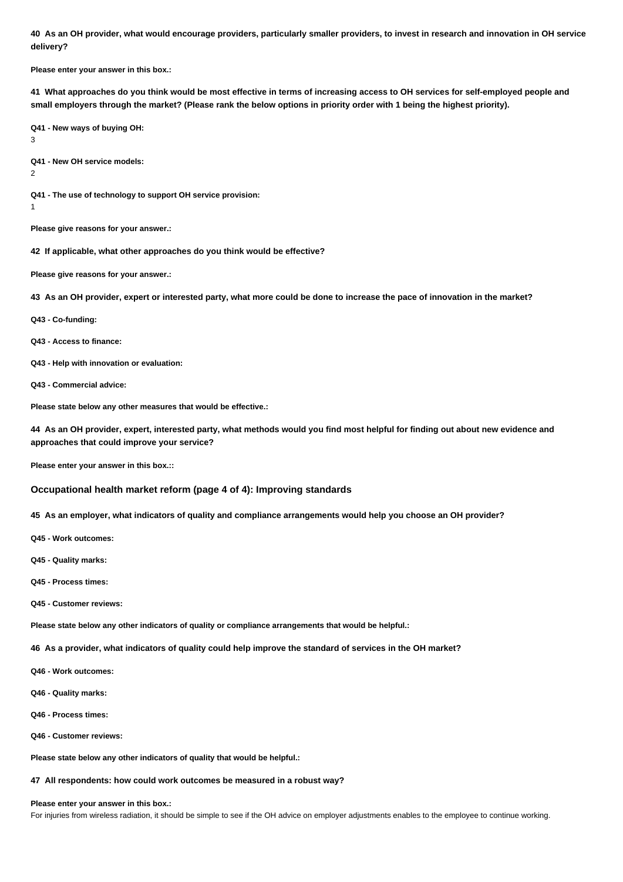**40 As an OH provider, what would encourage providers, particularly smaller providers, to invest in research and innovation in OH service delivery?**

**Please enter your answer in this box.:**

**41 What approaches do you think would be most effective in terms of increasing access to OH services for self-employed people and small employers through the market? (Please rank the below options in priority order with 1 being the highest priority).**

**Q41 - New ways of buying OH:**
3

**Q41 - New OH service models:**
2

**Q41 - The use of technology to support OH service provision:**
1

**Please give reasons for your answer.:**

**42 If applicable, what other approaches do you think would be effective?**

**Please give reasons for your answer.:**

**43 As an OH provider, expert or interested party, what more could be done to increase the pace of innovation in the market?**

**Q43 - Co-funding:**

**Q43 - Access to finance:**

**Q43 - Help with innovation or evaluation:**

**Q43 - Commercial advice:**

**Please state below any other measures that would be effective.:**

**44 As an OH provider, expert, interested party, what methods would you find most helpful for finding out about new evidence and approaches that could improve your service?**

**Please enter your answer in this box.::**

### Occupational health market reform (page 4 of 4): Improving standards

**45 As an employer, what indicators of quality and compliance arrangements would help you choose an OH provider?**

**Q45 - Work outcomes:**

**Q45 - Quality marks:**

**Q45 - Process times:**

**Q45 - Customer reviews:**

**Please state below any other indicators of quality or compliance arrangements that would be helpful.:**

**46 As a provider, what indicators of quality could help improve the standard of services in the OH market?**

**Q46 - Work outcomes:**

**Q46 - Quality marks:**

**Q46 - Process times:**

**Q46 - Customer reviews:**

**Please state below any other indicators of quality that would be helpful.:**

**47 All respondents: how could work outcomes be measured in a robust way?**

**Please enter your answer in this box.:**
For injuries from wireless radiation, it should be simple to see if the OH advice on employer adjustments enables to the employee to continue working.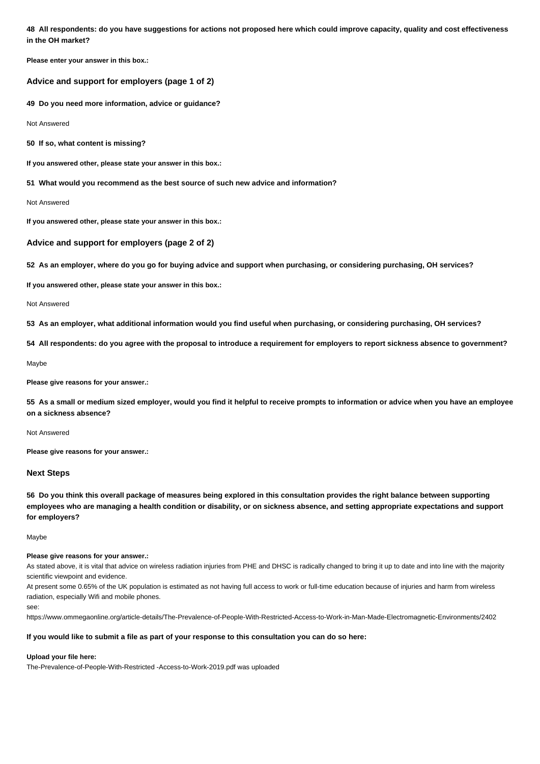**48 All respondents: do you have suggestions for actions not proposed here which could improve capacity, quality and cost effectiveness in the OH market?**

**Please enter your answer in this box.:**

### Advice and support for employers (page 1 of 2)

**49 Do you need more information, advice or guidance?**

Not Answered

**50 If so, what content is missing?**

**If you answered other, please state your answer in this box.:**

**51 What would you recommend as the best source of such new advice and information?**

Not Answered

**If you answered other, please state your answer in this box.:**

### Advice and support for employers (page 2 of 2)

**52 As an employer, where do you go for buying advice and support when purchasing, or considering purchasing, OH services?**

**If you answered other, please state your answer in this box.:**

Not Answered

**53 As an employer, what additional information would you find useful when purchasing, or considering purchasing, OH services?**

**54 All respondents: do you agree with the proposal to introduce a requirement for employers to report sickness absence to government?**

Maybe

**Please give reasons for your answer.:**

**55 As a small or medium sized employer, would you find it helpful to receive prompts to information or advice when you have an employee on a sickness absence?**

Not Answered

**Please give reasons for your answer.:**

### Next Steps

**56 Do you think this overall package of measures being explored in this consultation provides the right balance between supporting employees who are managing a health condition or disability, or on sickness absence, and setting appropriate expectations and support for employers?**

Maybe

**Please give reasons for your answer.:**

As stated above, it is vital that advice on wireless radiation injuries from PHE and DHSC is radically changed to bring it up to date and into line with the majority scientific viewpoint and evidence.

At present some 0.65% of the UK population is estimated as not having full access to work or full-time education because of injuries and harm from wireless radiation, especially Wifi and mobile phones.

see:

https://www.ommegaonline.org/article-details/The-Prevalence-of-People-With-Restricted-Access-to-Work-in-Man-Made-Electromagnetic-Environments/2402

**If you would like to submit a file as part of your response to this consultation you can do so here:**

**Upload your file here:**

The-Prevalence-of-People-With-Restricted -Access-to-Work-2019.pdf was uploaded